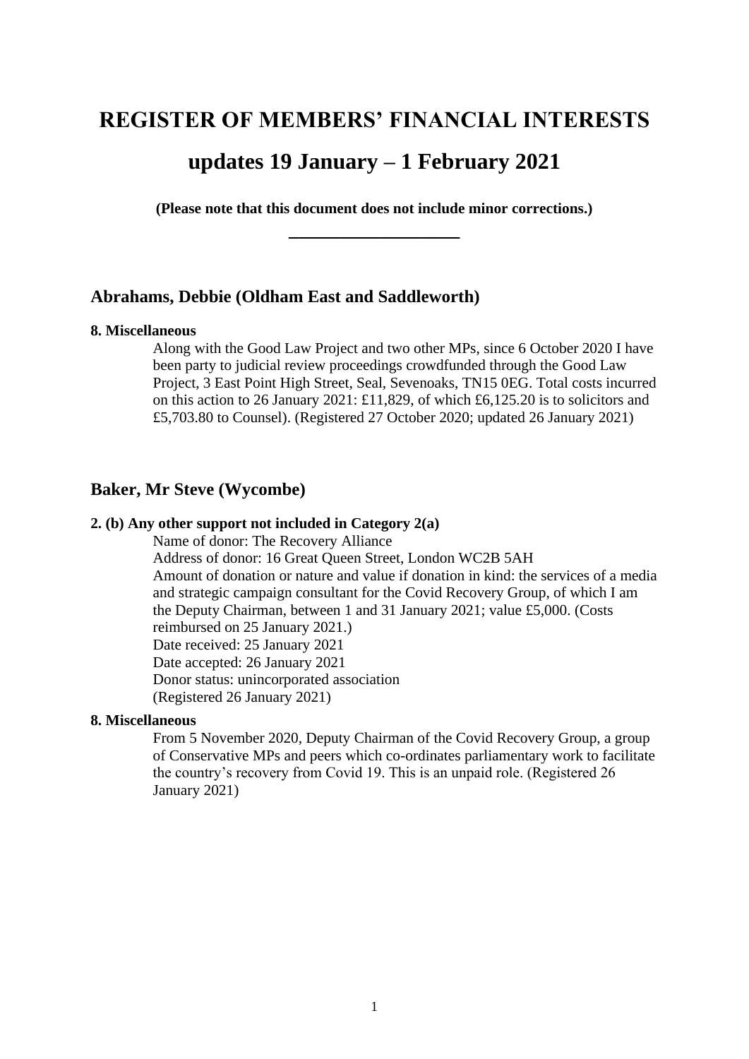# REGISTER OF MEMBERS' FINANCIAL INTERESTS

# updates 19 January – 1 February 2021

**(Please note that this document does not include minor corrections.)**

---

## Abrahams, Debbie (Oldham East and Saddleworth)

**8. Miscellaneous**

Along with the Good Law Project and two other MPs, since 6 October 2020 I have been party to judicial review proceedings crowdfunded through the Good Law Project, 3 East Point High Street, Seal, Sevenoaks, TN15 0EG. Total costs incurred on this action to 26 January 2021: £11,829, of which £6,125.20 is to solicitors and £5,703.80 to Counsel). (Registered 27 October 2020; updated 26 January 2021)

## Baker, Mr Steve (Wycombe)

**2. (b) Any other support not included in Category 2(a)**

Name of donor: The Recovery Alliance
Address of donor: 16 Great Queen Street, London WC2B 5AH
Amount of donation or nature and value if donation in kind: the services of a media and strategic campaign consultant for the Covid Recovery Group, of which I am the Deputy Chairman, between 1 and 31 January 2021; value £5,000. (Costs reimbursed on 25 January 2021.)
Date received: 25 January 2021
Date accepted: 26 January 2021
Donor status: unincorporated association
(Registered 26 January 2021)

**8. Miscellaneous**

From 5 November 2020, Deputy Chairman of the Covid Recovery Group, a group of Conservative MPs and peers which co-ordinates parliamentary work to facilitate the country's recovery from Covid 19. This is an unpaid role. (Registered 26 January 2021)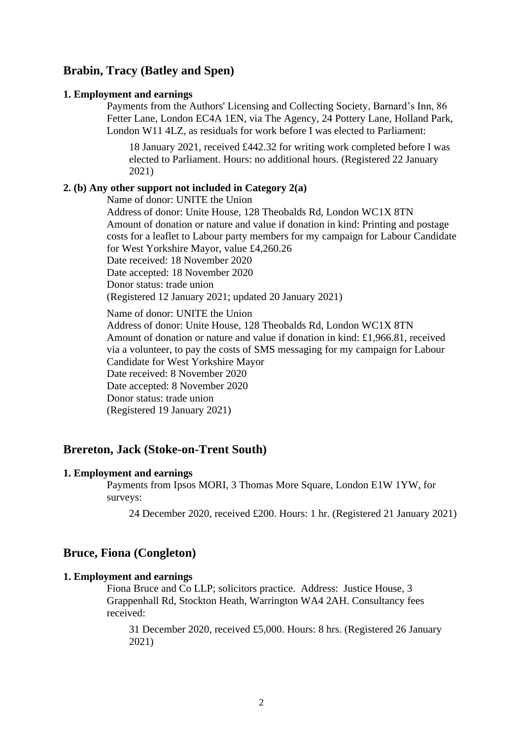## Brabin, Tracy (Batley and Spen)

**1. Employment and earnings**

Payments from the Authors' Licensing and Collecting Society, Barnard's Inn, 86 Fetter Lane, London EC4A 1EN, via The Agency, 24 Pottery Lane, Holland Park, London W11 4LZ, as residuals for work before I was elected to Parliament:

> 18 January 2021, received £442.32 for writing work completed before I was elected to Parliament. Hours: no additional hours. (Registered 22 January 2021)

**2. (b) Any other support not included in Category 2(a)**

Name of donor: UNITE the Union
Address of donor: Unite House, 128 Theobalds Rd, London WC1X 8TN
Amount of donation or nature and value if donation in kind: Printing and postage costs for a leaflet to Labour party members for my campaign for Labour Candidate for West Yorkshire Mayor, value £4,260.26
Date received: 18 November 2020
Date accepted: 18 November 2020
Donor status: trade union
(Registered 12 January 2021; updated 20 January 2021)

Name of donor: UNITE the Union
Address of donor: Unite House, 128 Theobalds Rd, London WC1X 8TN
Amount of donation or nature and value if donation in kind: £1,966.81, received via a volunteer, to pay the costs of SMS messaging for my campaign for Labour Candidate for West Yorkshire Mayor
Date received: 8 November 2020
Date accepted: 8 November 2020
Donor status: trade union
(Registered 19 January 2021)

## Brereton, Jack (Stoke-on-Trent South)

**1. Employment and earnings**

Payments from Ipsos MORI, 3 Thomas More Square, London E1W 1YW, for surveys:

> 24 December 2020, received £200. Hours: 1 hr. (Registered 21 January 2021)

## Bruce, Fiona (Congleton)

**1. Employment and earnings**

Fiona Bruce and Co LLP; solicitors practice. Address: Justice House, 3 Grappenhall Rd, Stockton Heath, Warrington WA4 2AH. Consultancy fees received:

> 31 December 2020, received £5,000. Hours: 8 hrs. (Registered 26 January 2021)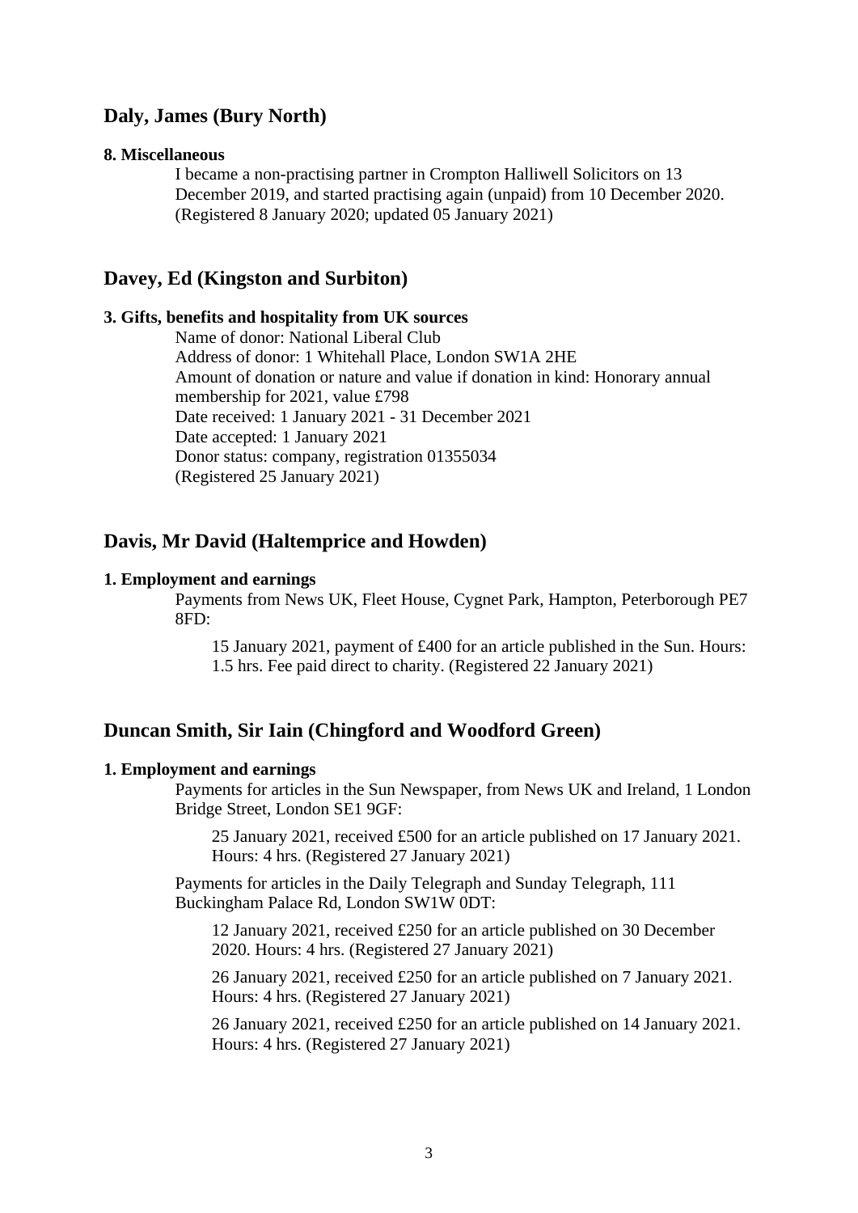## Daly, James (Bury North)

**8. Miscellaneous**

I became a non-practising partner in Crompton Halliwell Solicitors on 13 December 2019, and started practising again (unpaid) from 10 December 2020. (Registered 8 January 2020; updated 05 January 2021)

## Davey, Ed (Kingston and Surbiton)

**3. Gifts, benefits and hospitality from UK sources**

Name of donor: National Liberal Club
Address of donor: 1 Whitehall Place, London SW1A 2HE
Amount of donation or nature and value if donation in kind: Honorary annual membership for 2021, value £798
Date received: 1 January 2021 - 31 December 2021
Date accepted: 1 January 2021
Donor status: company, registration 01355034
(Registered 25 January 2021)

## Davis, Mr David (Haltemprice and Howden)

**1. Employment and earnings**

Payments from News UK, Fleet House, Cygnet Park, Hampton, Peterborough PE7 8FD:

15 January 2021, payment of £400 for an article published in the Sun. Hours: 1.5 hrs. Fee paid direct to charity. (Registered 22 January 2021)

## Duncan Smith, Sir Iain (Chingford and Woodford Green)

**1. Employment and earnings**

Payments for articles in the Sun Newspaper, from News UK and Ireland, 1 London Bridge Street, London SE1 9GF:

25 January 2021, received £500 for an article published on 17 January 2021. Hours: 4 hrs. (Registered 27 January 2021)

Payments for articles in the Daily Telegraph and Sunday Telegraph, 111 Buckingham Palace Rd, London SW1W 0DT:

12 January 2021, received £250 for an article published on 30 December 2020. Hours: 4 hrs. (Registered 27 January 2021)

26 January 2021, received £250 for an article published on 7 January 2021. Hours: 4 hrs. (Registered 27 January 2021)

26 January 2021, received £250 for an article published on 14 January 2021. Hours: 4 hrs. (Registered 27 January 2021)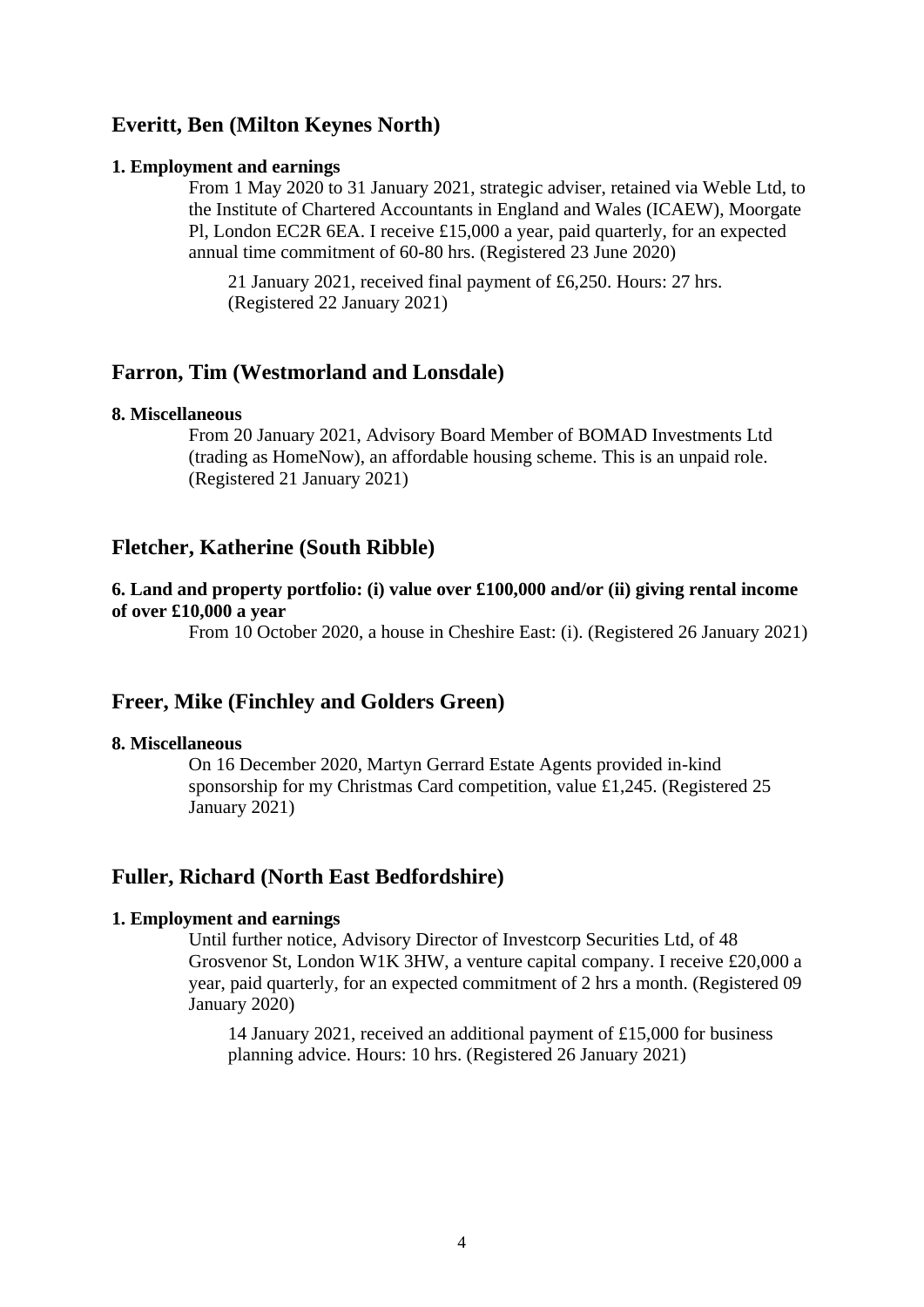## Everitt, Ben (Milton Keynes North)

**1. Employment and earnings**

From 1 May 2020 to 31 January 2021, strategic adviser, retained via Weble Ltd, to the Institute of Chartered Accountants in England and Wales (ICAEW), Moorgate Pl, London EC2R 6EA. I receive £15,000 a year, paid quarterly, for an expected annual time commitment of 60-80 hrs. (Registered 23 June 2020)

> 21 January 2021, received final payment of £6,250. Hours: 27 hrs. (Registered 22 January 2021)

## Farron, Tim (Westmorland and Lonsdale)

**8. Miscellaneous**

From 20 January 2021, Advisory Board Member of BOMAD Investments Ltd (trading as HomeNow), an affordable housing scheme. This is an unpaid role. (Registered 21 January 2021)

## Fletcher, Katherine (South Ribble)

**6. Land and property portfolio: (i) value over £100,000 and/or (ii) giving rental income of over £10,000 a year**

From 10 October 2020, a house in Cheshire East: (i). (Registered 26 January 2021)

## Freer, Mike (Finchley and Golders Green)

**8. Miscellaneous**

On 16 December 2020, Martyn Gerrard Estate Agents provided in-kind sponsorship for my Christmas Card competition, value £1,245. (Registered 25 January 2021)

## Fuller, Richard (North East Bedfordshire)

**1. Employment and earnings**

Until further notice, Advisory Director of Investcorp Securities Ltd, of 48 Grosvenor St, London W1K 3HW, a venture capital company. I receive £20,000 a year, paid quarterly, for an expected commitment of 2 hrs a month. (Registered 09 January 2020)

> 14 January 2021, received an additional payment of £15,000 for business planning advice. Hours: 10 hrs. (Registered 26 January 2021)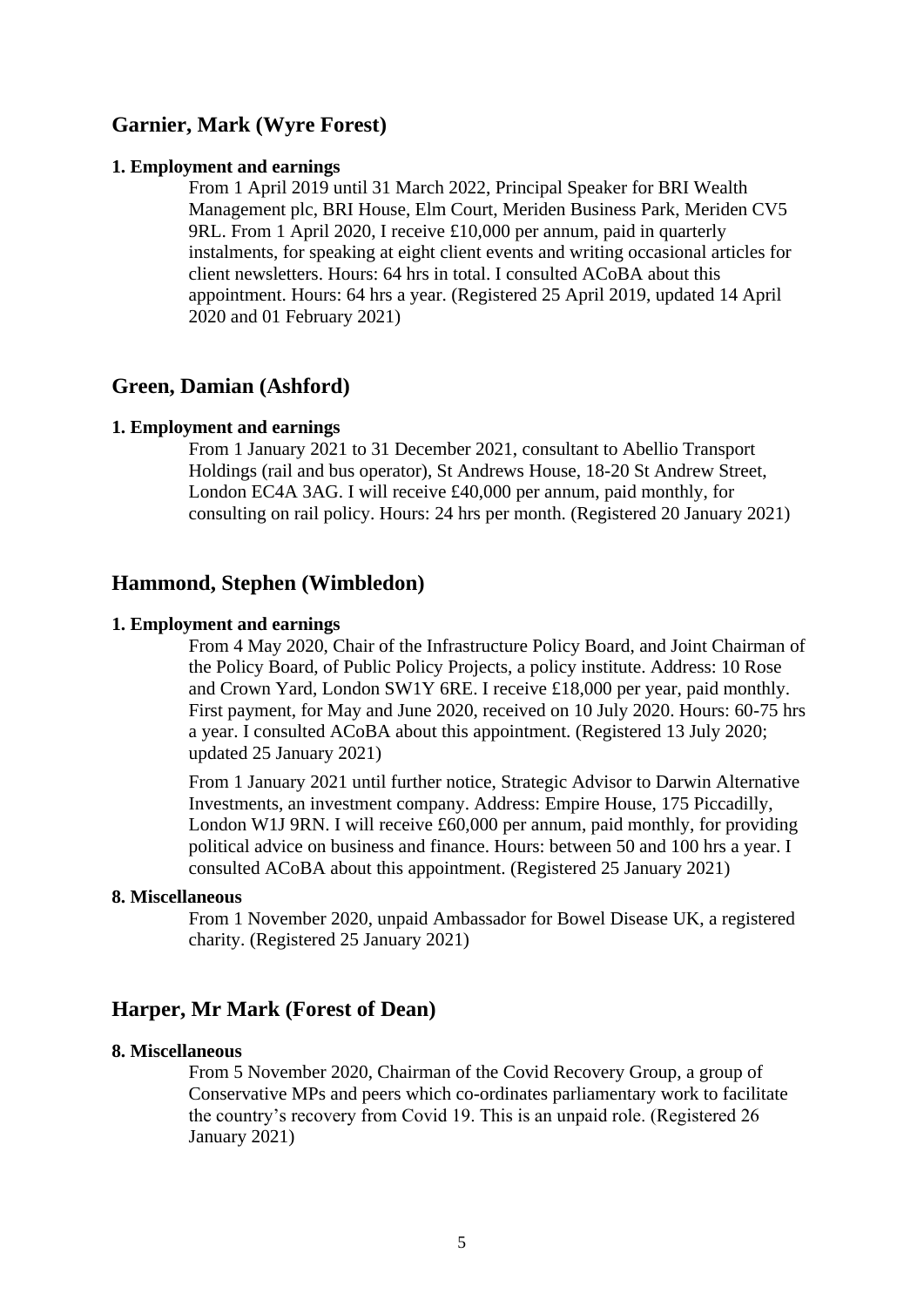## Garnier, Mark (Wyre Forest)

**1. Employment and earnings**

From 1 April 2019 until 31 March 2022, Principal Speaker for BRI Wealth Management plc, BRI House, Elm Court, Meriden Business Park, Meriden CV5 9RL. From 1 April 2020, I receive £10,000 per annum, paid in quarterly instalments, for speaking at eight client events and writing occasional articles for client newsletters. Hours: 64 hrs in total. I consulted ACoBA about this appointment. Hours: 64 hrs a year. (Registered 25 April 2019, updated 14 April 2020 and 01 February 2021)

## Green, Damian (Ashford)

**1. Employment and earnings**

From 1 January 2021 to 31 December 2021, consultant to Abellio Transport Holdings (rail and bus operator), St Andrews House, 18-20 St Andrew Street, London EC4A 3AG. I will receive £40,000 per annum, paid monthly, for consulting on rail policy. Hours: 24 hrs per month. (Registered 20 January 2021)

## Hammond, Stephen (Wimbledon)

**1. Employment and earnings**

From 4 May 2020, Chair of the Infrastructure Policy Board, and Joint Chairman of the Policy Board, of Public Policy Projects, a policy institute. Address: 10 Rose and Crown Yard, London SW1Y 6RE. I receive £18,000 per year, paid monthly. First payment, for May and June 2020, received on 10 July 2020. Hours: 60-75 hrs a year. I consulted ACoBA about this appointment. (Registered 13 July 2020; updated 25 January 2021)

From 1 January 2021 until further notice, Strategic Advisor to Darwin Alternative Investments, an investment company. Address: Empire House, 175 Piccadilly, London W1J 9RN. I will receive £60,000 per annum, paid monthly, for providing political advice on business and finance. Hours: between 50 and 100 hrs a year. I consulted ACoBA about this appointment. (Registered 25 January 2021)

**8. Miscellaneous**

From 1 November 2020, unpaid Ambassador for Bowel Disease UK, a registered charity. (Registered 25 January 2021)

## Harper, Mr Mark (Forest of Dean)

**8. Miscellaneous**

From 5 November 2020, Chairman of the Covid Recovery Group, a group of Conservative MPs and peers which co-ordinates parliamentary work to facilitate the country's recovery from Covid 19. This is an unpaid role. (Registered 26 January 2021)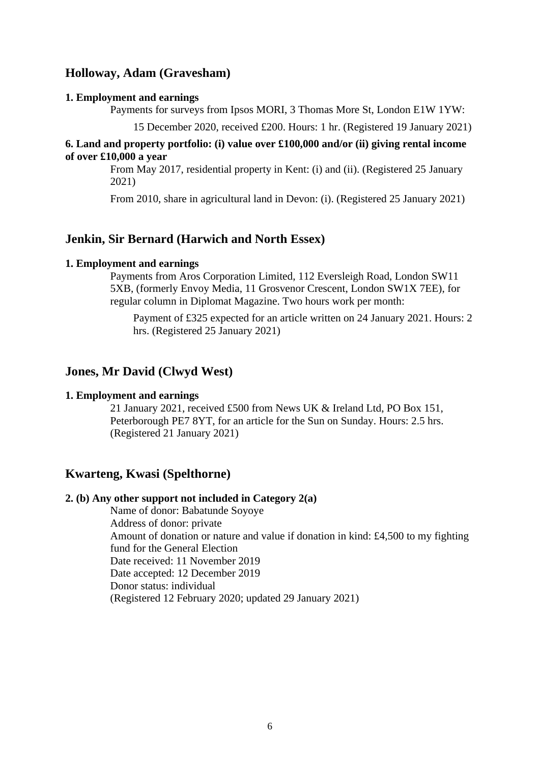## Holloway, Adam (Gravesham)

**1. Employment and earnings**

Payments for surveys from Ipsos MORI, 3 Thomas More St, London E1W 1YW:

15 December 2020, received £200. Hours: 1 hr. (Registered 19 January 2021)

**6. Land and property portfolio: (i) value over £100,000 and/or (ii) giving rental income of over £10,000 a year**

From May 2017, residential property in Kent: (i) and (ii). (Registered 25 January 2021)

From 2010, share in agricultural land in Devon: (i). (Registered 25 January 2021)

## Jenkin, Sir Bernard (Harwich and North Essex)

**1. Employment and earnings**

Payments from Aros Corporation Limited, 112 Eversleigh Road, London SW11 5XB, (formerly Envoy Media, 11 Grosvenor Crescent, London SW1X 7EE), for regular column in Diplomat Magazine. Two hours work per month:

Payment of £325 expected for an article written on 24 January 2021. Hours: 2 hrs. (Registered 25 January 2021)

## Jones, Mr David (Clwyd West)

**1. Employment and earnings**

21 January 2021, received £500 from News UK & Ireland Ltd, PO Box 151, Peterborough PE7 8YT, for an article for the Sun on Sunday. Hours: 2.5 hrs. (Registered 21 January 2021)

## Kwarteng, Kwasi (Spelthorne)

**2. (b) Any other support not included in Category 2(a)**

Name of donor: Babatunde Soyoye
Address of donor: private
Amount of donation or nature and value if donation in kind: £4,500 to my fighting fund for the General Election
Date received: 11 November 2019
Date accepted: 12 December 2019
Donor status: individual
(Registered 12 February 2020; updated 29 January 2021)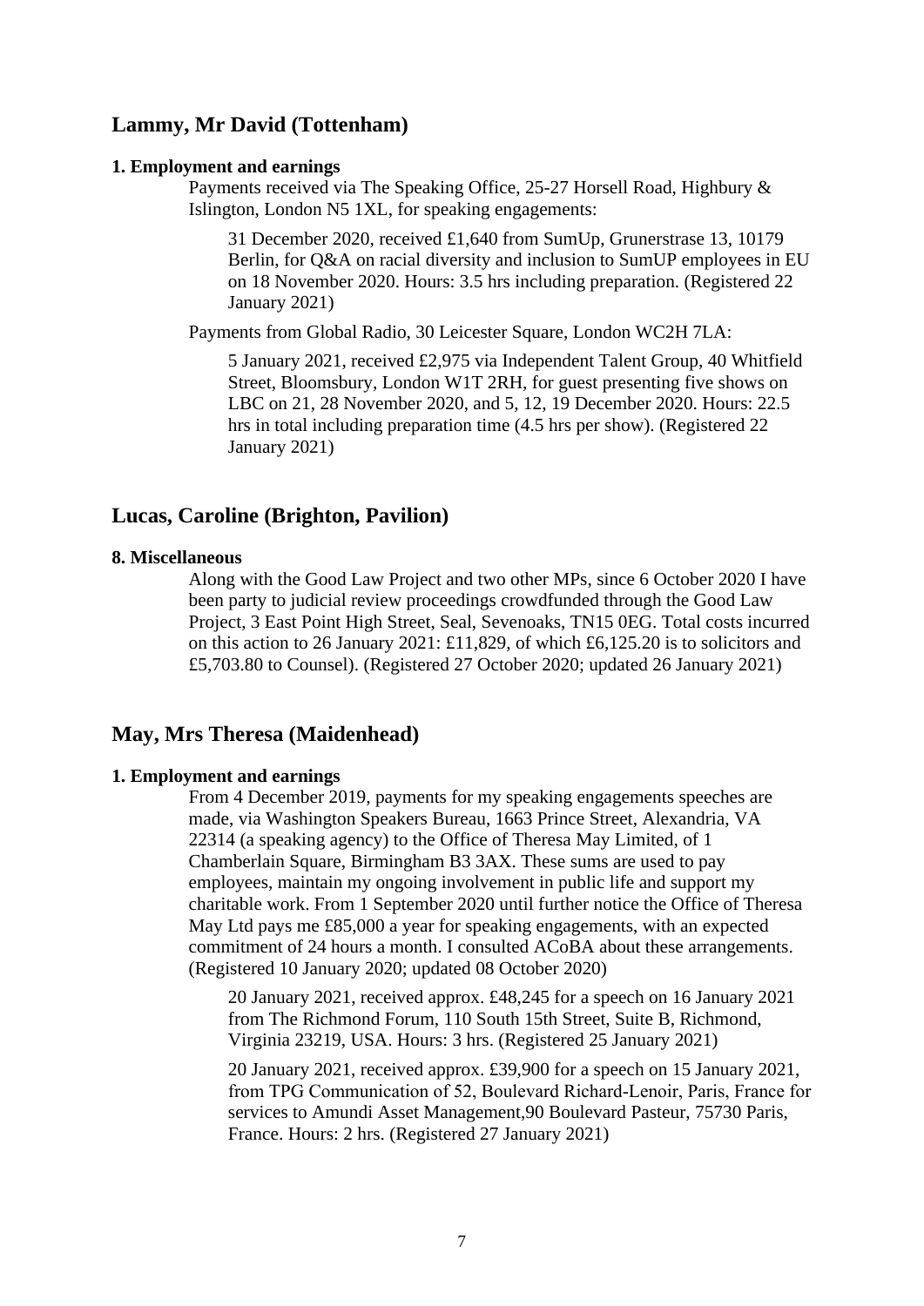## Lammy, Mr David (Tottenham)

### 1. Employment and earnings

Payments received via The Speaking Office, 25-27 Horsell Road, Highbury & Islington, London N5 1XL, for speaking engagements:

31 December 2020, received £1,640 from SumUp, Grunerstrase 13, 10179 Berlin, for Q&A on racial diversity and inclusion to SumUP employees in EU on 18 November 2020. Hours: 3.5 hrs including preparation. (Registered 22 January 2021)

Payments from Global Radio, 30 Leicester Square, London WC2H 7LA:

5 January 2021, received £2,975 via Independent Talent Group, 40 Whitfield Street, Bloomsbury, London W1T 2RH, for guest presenting five shows on LBC on 21, 28 November 2020, and 5, 12, 19 December 2020. Hours: 22.5 hrs in total including preparation time (4.5 hrs per show). (Registered 22 January 2021)

## Lucas, Caroline (Brighton, Pavilion)

### 8. Miscellaneous

Along with the Good Law Project and two other MPs, since 6 October 2020 I have been party to judicial review proceedings crowdfunded through the Good Law Project, 3 East Point High Street, Seal, Sevenoaks, TN15 0EG. Total costs incurred on this action to 26 January 2021: £11,829, of which £6,125.20 is to solicitors and £5,703.80 to Counsel). (Registered 27 October 2020; updated 26 January 2021)

## May, Mrs Theresa (Maidenhead)

### 1. Employment and earnings

From 4 December 2019, payments for my speaking engagements speeches are made, via Washington Speakers Bureau, 1663 Prince Street, Alexandria, VA 22314 (a speaking agency) to the Office of Theresa May Limited, of 1 Chamberlain Square, Birmingham B3 3AX. These sums are used to pay employees, maintain my ongoing involvement in public life and support my charitable work. From 1 September 2020 until further notice the Office of Theresa May Ltd pays me £85,000 a year for speaking engagements, with an expected commitment of 24 hours a month. I consulted ACoBA about these arrangements. (Registered 10 January 2020; updated 08 October 2020)

20 January 2021, received approx. £48,245 for a speech on 16 January 2021 from The Richmond Forum, 110 South 15th Street, Suite B, Richmond, Virginia 23219, USA. Hours: 3 hrs. (Registered 25 January 2021)

20 January 2021, received approx. £39,900 for a speech on 15 January 2021, from TPG Communication of 52, Boulevard Richard-Lenoir, Paris, France for services to Amundi Asset Management,90 Boulevard Pasteur, 75730 Paris, France. Hours: 2 hrs. (Registered 27 January 2021)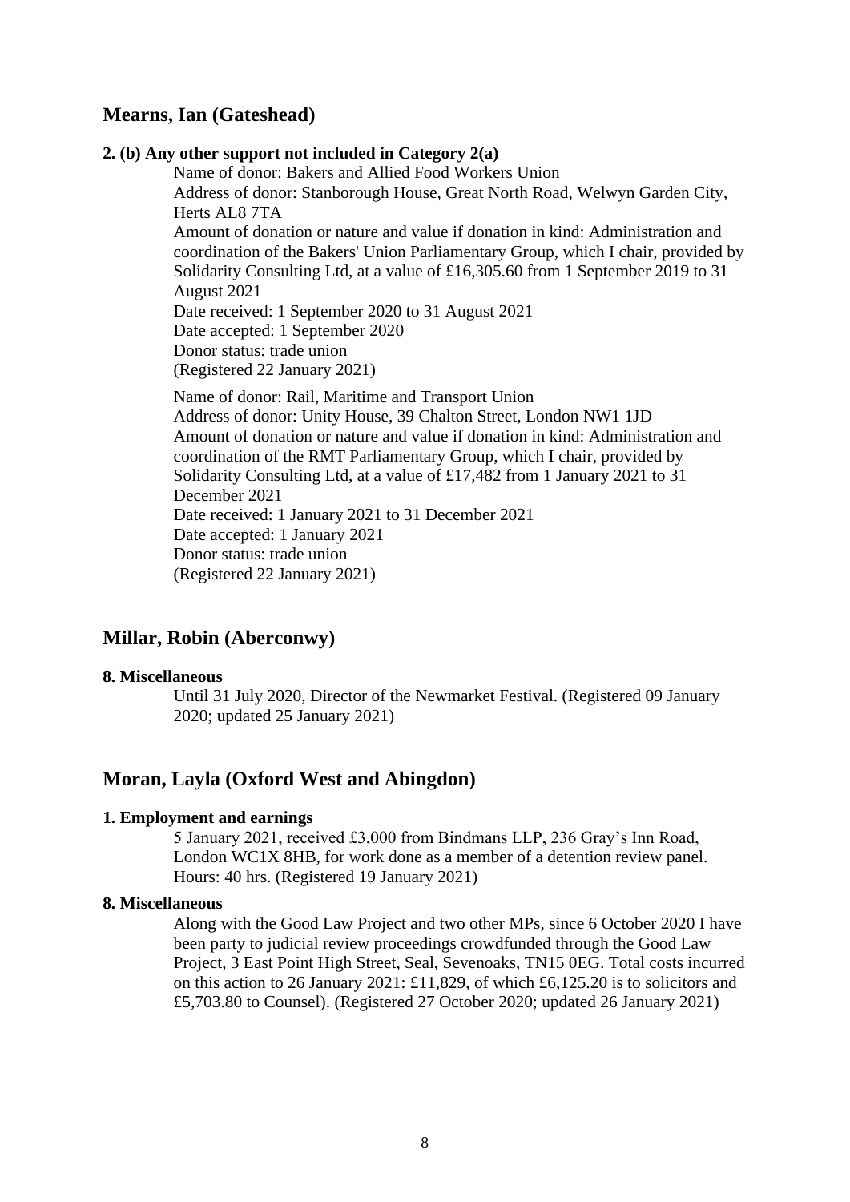## Mearns, Ian (Gateshead)

#### 2. (b) Any other support not included in Category 2(a)

Name of donor: Bakers and Allied Food Workers Union
Address of donor: Stanborough House, Great North Road, Welwyn Garden City, Herts AL8 7TA
Amount of donation or nature and value if donation in kind: Administration and coordination of the Bakers' Union Parliamentary Group, which I chair, provided by Solidarity Consulting Ltd, at a value of £16,305.60 from 1 September 2019 to 31 August 2021
Date received: 1 September 2020 to 31 August 2021
Date accepted: 1 September 2020
Donor status: trade union
(Registered 22 January 2021)

Name of donor: Rail, Maritime and Transport Union
Address of donor: Unity House, 39 Chalton Street, London NW1 1JD
Amount of donation or nature and value if donation in kind: Administration and coordination of the RMT Parliamentary Group, which I chair, provided by Solidarity Consulting Ltd, at a value of £17,482 from 1 January 2021 to 31 December 2021
Date received: 1 January 2021 to 31 December 2021
Date accepted: 1 January 2021
Donor status: trade union
(Registered 22 January 2021)

## Millar, Robin (Aberconwy)

#### 8. Miscellaneous

Until 31 July 2020, Director of the Newmarket Festival. (Registered 09 January 2020; updated 25 January 2021)

## Moran, Layla (Oxford West and Abingdon)

#### 1. Employment and earnings

5 January 2021, received £3,000 from Bindmans LLP, 236 Gray's Inn Road, London WC1X 8HB, for work done as a member of a detention review panel. Hours: 40 hrs. (Registered 19 January 2021)

#### 8. Miscellaneous

Along with the Good Law Project and two other MPs, since 6 October 2020 I have been party to judicial review proceedings crowdfunded through the Good Law Project, 3 East Point High Street, Seal, Sevenoaks, TN15 0EG. Total costs incurred on this action to 26 January 2021: £11,829, of which £6,125.20 is to solicitors and £5,703.80 to Counsel). (Registered 27 October 2020; updated 26 January 2021)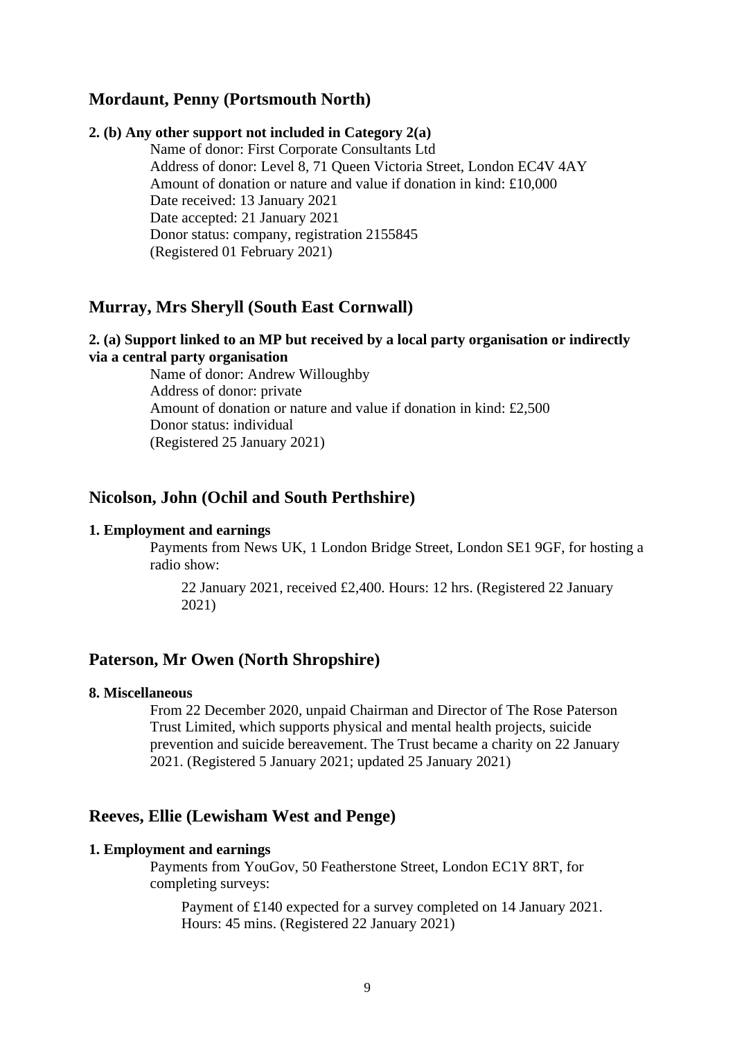## Mordaunt, Penny (Portsmouth North)

**2. (b) Any other support not included in Category 2(a)**

Name of donor: First Corporate Consultants Ltd
Address of donor: Level 8, 71 Queen Victoria Street, London EC4V 4AY
Amount of donation or nature and value if donation in kind: £10,000
Date received: 13 January 2021
Date accepted: 21 January 2021
Donor status: company, registration 2155845
(Registered 01 February 2021)

## Murray, Mrs Sheryll (South East Cornwall)

**2. (a) Support linked to an MP but received by a local party organisation or indirectly via a central party organisation**

Name of donor: Andrew Willoughby
Address of donor: private
Amount of donation or nature and value if donation in kind: £2,500
Donor status: individual
(Registered 25 January 2021)

## Nicolson, John (Ochil and South Perthshire)

**1. Employment and earnings**

Payments from News UK, 1 London Bridge Street, London SE1 9GF, for hosting a radio show:

> 22 January 2021, received £2,400. Hours: 12 hrs. (Registered 22 January 2021)

## Paterson, Mr Owen (North Shropshire)

**8. Miscellaneous**

From 22 December 2020, unpaid Chairman and Director of The Rose Paterson Trust Limited, which supports physical and mental health projects, suicide prevention and suicide bereavement. The Trust became a charity on 22 January 2021. (Registered 5 January 2021; updated 25 January 2021)

## Reeves, Ellie (Lewisham West and Penge)

**1. Employment and earnings**

Payments from YouGov, 50 Featherstone Street, London EC1Y 8RT, for completing surveys:

> Payment of £140 expected for a survey completed on 14 January 2021. Hours: 45 mins. (Registered 22 January 2021)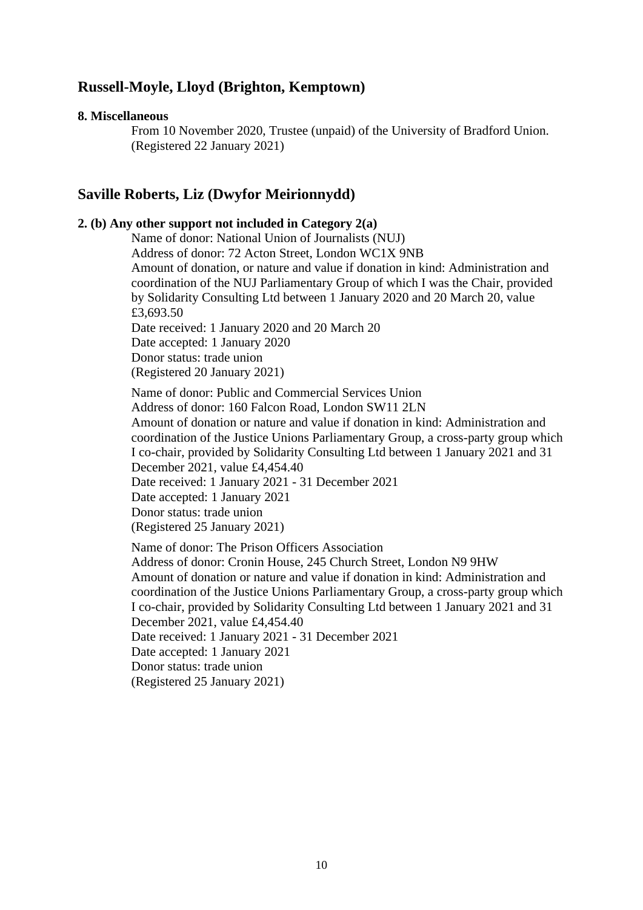## Russell-Moyle, Lloyd (Brighton, Kemptown)

**8. Miscellaneous**

From 10 November 2020, Trustee (unpaid) of the University of Bradford Union. (Registered 22 January 2021)

## Saville Roberts, Liz (Dwyfor Meirionnydd)

**2. (b) Any other support not included in Category 2(a)**

Name of donor: National Union of Journalists (NUJ)
Address of donor: 72 Acton Street, London WC1X 9NB
Amount of donation, or nature and value if donation in kind: Administration and coordination of the NUJ Parliamentary Group of which I was the Chair, provided by Solidarity Consulting Ltd between 1 January 2020 and 20 March 20, value £3,693.50
Date received: 1 January 2020 and 20 March 20
Date accepted: 1 January 2020
Donor status: trade union
(Registered 20 January 2021)

Name of donor: Public and Commercial Services Union
Address of donor: 160 Falcon Road, London SW11 2LN
Amount of donation or nature and value if donation in kind: Administration and coordination of the Justice Unions Parliamentary Group, a cross-party group which I co-chair, provided by Solidarity Consulting Ltd between 1 January 2021 and 31 December 2021, value £4,454.40
Date received: 1 January 2021 - 31 December 2021
Date accepted: 1 January 2021
Donor status: trade union
(Registered 25 January 2021)

Name of donor: The Prison Officers Association
Address of donor: Cronin House, 245 Church Street, London N9 9HW
Amount of donation or nature and value if donation in kind: Administration and coordination of the Justice Unions Parliamentary Group, a cross-party group which I co-chair, provided by Solidarity Consulting Ltd between 1 January 2021 and 31 December 2021, value £4,454.40
Date received: 1 January 2021 - 31 December 2021
Date accepted: 1 January 2021
Donor status: trade union
(Registered 25 January 2021)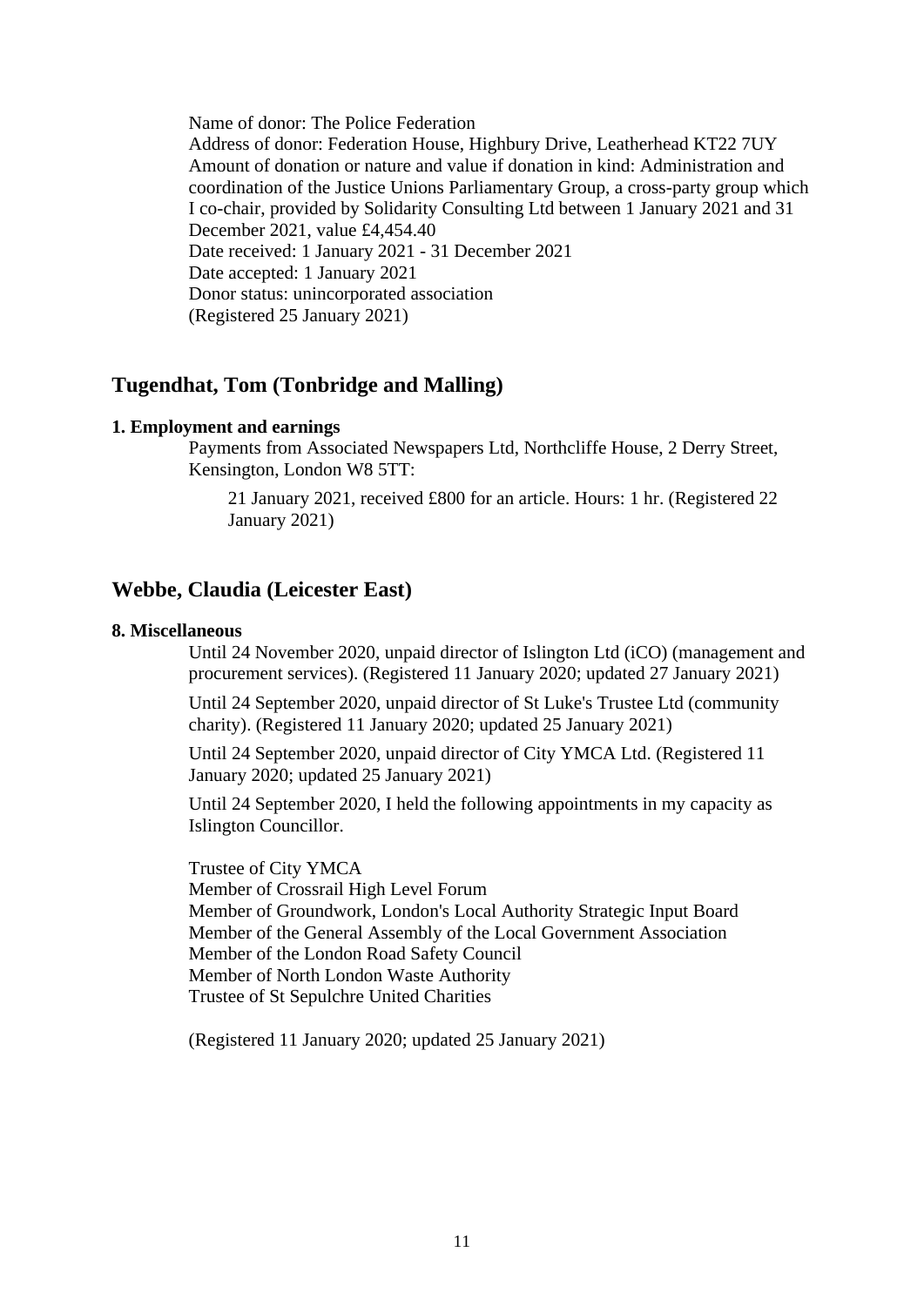Name of donor: The Police Federation
Address of donor: Federation House, Highbury Drive, Leatherhead KT22 7UY
Amount of donation or nature and value if donation in kind: Administration and coordination of the Justice Unions Parliamentary Group, a cross-party group which I co-chair, provided by Solidarity Consulting Ltd between 1 January 2021 and 31 December 2021, value £4,454.40
Date received: 1 January 2021 - 31 December 2021
Date accepted: 1 January 2021
Donor status: unincorporated association
(Registered 25 January 2021)

## Tugendhat, Tom (Tonbridge and Malling)

### 1. Employment and earnings

Payments from Associated Newspapers Ltd, Northcliffe House, 2 Derry Street, Kensington, London W8 5TT:

21 January 2021, received £800 for an article. Hours: 1 hr. (Registered 22 January 2021)

## Webbe, Claudia (Leicester East)

### 8. Miscellaneous

Until 24 November 2020, unpaid director of Islington Ltd (iCO) (management and procurement services). (Registered 11 January 2020; updated 27 January 2021)

Until 24 September 2020, unpaid director of St Luke's Trustee Ltd (community charity). (Registered 11 January 2020; updated 25 January 2021)

Until 24 September 2020, unpaid director of City YMCA Ltd. (Registered 11 January 2020; updated 25 January 2021)

Until 24 September 2020, I held the following appointments in my capacity as Islington Councillor.

Trustee of City YMCA
Member of Crossrail High Level Forum
Member of Groundwork, London's Local Authority Strategic Input Board
Member of the General Assembly of the Local Government Association
Member of the London Road Safety Council
Member of North London Waste Authority
Trustee of St Sepulchre United Charities

(Registered 11 January 2020; updated 25 January 2021)